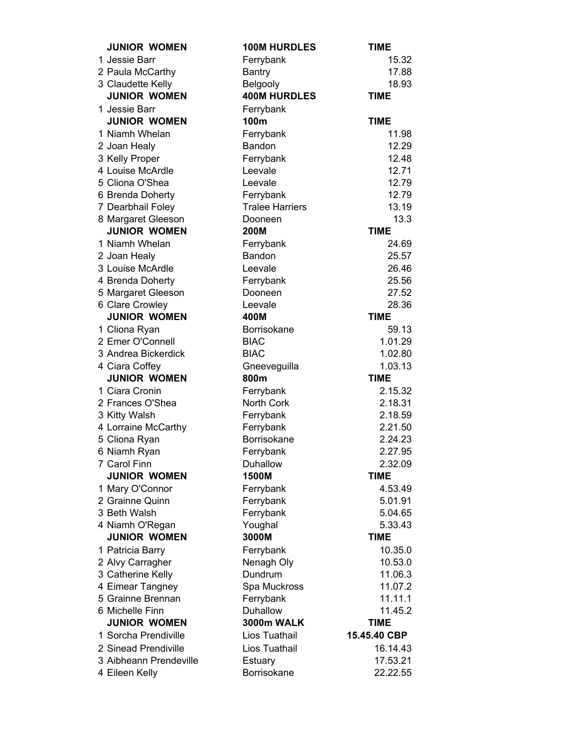| JUNIOR WOMEN | 100M HURDLES | TIME |
|---|---|---|
| 1 Jessie Barr | Ferrybank | 15.32 |
| 2 Paula McCarthy | Bantry | 17.88 |
| 3 Claudette Kelly | Belgooly | 18.93 |
| **JUNIOR WOMEN** | **400M HURDLES** | **TIME** |
| 1 Jessie Barr | Ferrybank | |
| **JUNIOR WOMEN** | **100m** | **TIME** |
| 1 Niamh Whelan | Ferrybank | 11.98 |
| 2 Joan Healy | Bandon | 12.29 |
| 3 Kelly Proper | Ferrybank | 12.48 |
| 4 Louise McArdle | Leevale | 12.71 |
| 5 Cliona O'Shea | Leevale | 12.79 |
| 6 Brenda Doherty | Ferrybank | 12.79 |
| 7 Dearbhail Foley | Tralee Harriers | 13.19 |
| 8 Margaret Gleeson | Dooneen | 13.3 |
| **JUNIOR WOMEN** | **200M** | **TIME** |
| 1 Niamh Whelan | Ferrybank | 24.69 |
| 2 Joan Healy | Bandon | 25.57 |
| 3 Louise McArdle | Leevale | 26.46 |
| 4 Brenda Doherty | Ferrybank | 25.56 |
| 5 Margaret Gleeson | Dooneen | 27.52 |
| 6 Clare Crowley | Leevale | 28.36 |
| **JUNIOR WOMEN** | **400M** | **TIME** |
| 1 Cliona Ryan | Borrisokane | 59.13 |
| 2 Emer O'Connell | BIAC | 1.01.29 |
| 3 Andrea Bickerdick | BIAC | 1.02.80 |
| 4 Ciara Coffey | Gneeveguilla | 1.03.13 |
| **JUNIOR WOMEN** | **800m** | **TIME** |
| 1 Ciara Cronin | Ferrybank | 2.15.32 |
| 2 Frances O'Shea | North Cork | 2.18.31 |
| 3 Kitty Walsh | Ferrybank | 2.18.59 |
| 4 Lorraine McCarthy | Ferrybank | 2.21.50 |
| 5 Cliona Ryan | Borrisokane | 2.24.23 |
| 6 Niamh Ryan | Ferrybank | 2.27.95 |
| 7 Carol Finn | Duhallow | 2.32.09 |
| **JUNIOR WOMEN** | **1500M** | **TIME** |
| 1 Mary O'Connor | Ferrybank | 4.53.49 |
| 2 Grainne Quinn | Ferrybank | 5.01.91 |
| 3 Beth Walsh | Ferrybank | 5.04.65 |
| 4 Niamh O'Regan | Youghal | 5.33.43 |
| **JUNIOR WOMEN** | **3000M** | **TIME** |
| 1 Patricia Barry | Ferrybank | 10.35.0 |
| 2 Alvy Carragher | Nenagh Oly | 10.53.0 |
| 3 Catherine Kelly | Dundrum | 11.06.3 |
| 4 Eimear Tangney | Spa Muckross | 11.07.2 |
| 5 Grainne Brennan | Ferrybank | 11.11.1 |
| 6 Michelle Finn | Duhallow | 11.45.2 |
| **JUNIOR WOMEN** | **3000m WALK** | **TIME** |
| 1 Sorcha Prendiville | Lios Tuathail | **15.45.40 CBP** |
| 2 Sinead Prendiville | Lios Tuathail | 16.14.43 |
| 3 Aibheann Prendeville | Estuary | 17.53.21 |
| 4 Eileen Kelly | Borrisokane | 22.22.55 |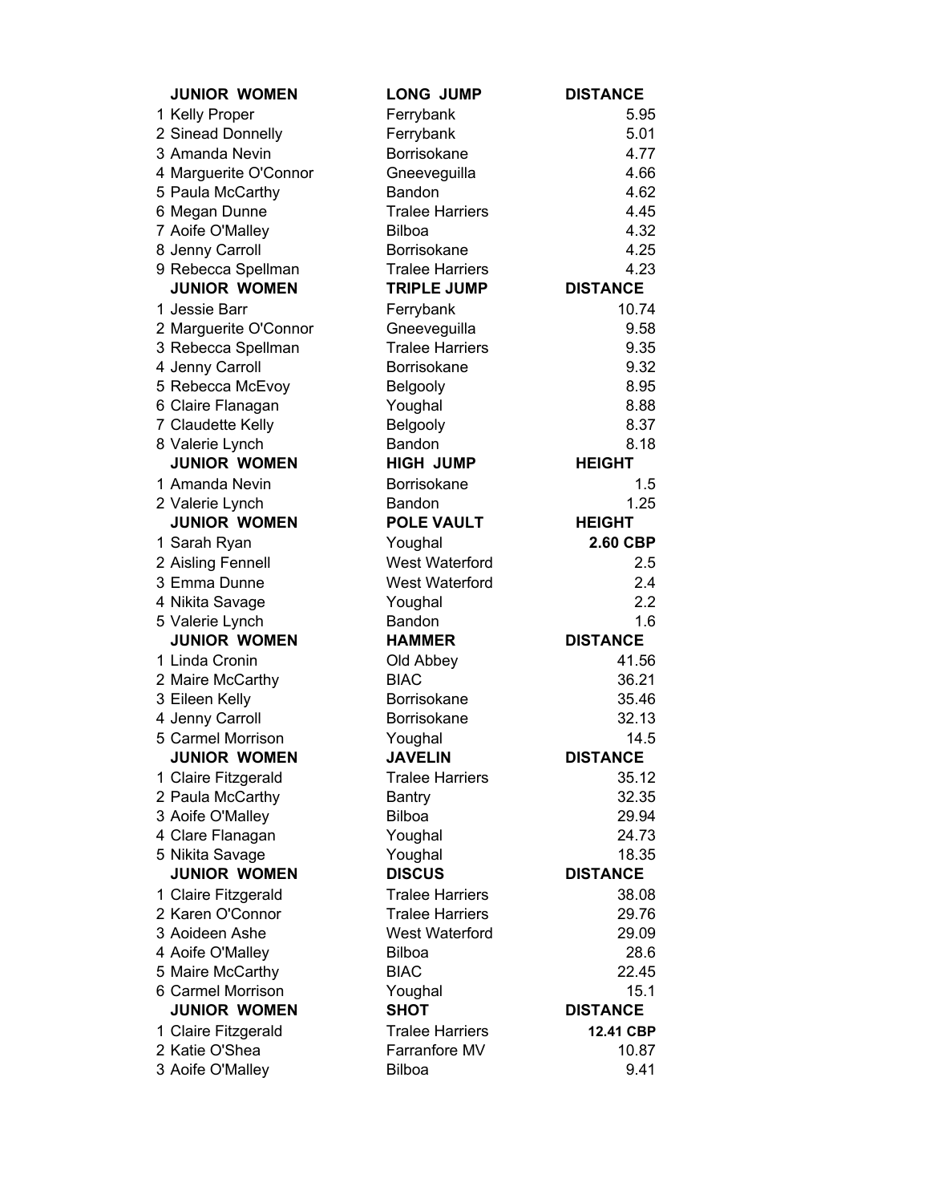| JUNIOR WOMEN | LONG JUMP | DISTANCE |
|---|---|---|
| 1 Kelly Proper | Ferrybank | 5.95 |
| 2 Sinead Donnelly | Ferrybank | 5.01 |
| 3 Amanda Nevin | Borrisokane | 4.77 |
| 4 Marguerite O'Connor | Gneeveguilla | 4.66 |
| 5 Paula McCarthy | Bandon | 4.62 |
| 6 Megan Dunne | Tralee Harriers | 4.45 |
| 7 Aoife O'Malley | Bilboa | 4.32 |
| 8 Jenny Carroll | Borrisokane | 4.25 |
| 9 Rebecca Spellman | Tralee Harriers | 4.23 |
| **JUNIOR WOMEN** | **TRIPLE JUMP** | **DISTANCE** |
| 1 Jessie Barr | Ferrybank | 10.74 |
| 2 Marguerite O'Connor | Gneeveguilla | 9.58 |
| 3 Rebecca Spellman | Tralee Harriers | 9.35 |
| 4 Jenny Carroll | Borrisokane | 9.32 |
| 5 Rebecca McEvoy | Belgooly | 8.95 |
| 6 Claire Flanagan | Youghal | 8.88 |
| 7 Claudette Kelly | Belgooly | 8.37 |
| 8 Valerie Lynch | Bandon | 8.18 |
| **JUNIOR WOMEN** | **HIGH JUMP** | **HEIGHT** |
| 1 Amanda Nevin | Borrisokane | 1.5 |
| 2 Valerie Lynch | Bandon | 1.25 |
| **JUNIOR WOMEN** | **POLE VAULT** | **HEIGHT** |
| 1 Sarah Ryan | Youghal | **2.60 CBP** |
| 2 Aisling Fennell | West Waterford | 2.5 |
| 3 Emma Dunne | West Waterford | 2.4 |
| 4 Nikita Savage | Youghal | 2.2 |
| 5 Valerie Lynch | Bandon | 1.6 |
| **JUNIOR WOMEN** | **HAMMER** | **DISTANCE** |
| 1 Linda Cronin | Old Abbey | 41.56 |
| 2 Maire McCarthy | BIAC | 36.21 |
| 3 Eileen Kelly | Borrisokane | 35.46 |
| 4 Jenny Carroll | Borrisokane | 32.13 |
| 5 Carmel Morrison | Youghal | 14.5 |
| **JUNIOR WOMEN** | **JAVELIN** | **DISTANCE** |
| 1 Claire Fitzgerald | Tralee Harriers | 35.12 |
| 2 Paula McCarthy | Bantry | 32.35 |
| 3 Aoife O'Malley | Bilboa | 29.94 |
| 4 Clare Flanagan | Youghal | 24.73 |
| 5 Nikita Savage | Youghal | 18.35 |
| **JUNIOR WOMEN** | **DISCUS** | **DISTANCE** |
| 1 Claire Fitzgerald | Tralee Harriers | 38.08 |
| 2 Karen O'Connor | Tralee Harriers | 29.76 |
| 3 Aoideen Ashe | West Waterford | 29.09 |
| 4 Aoife O'Malley | Bilboa | 28.6 |
| 5 Maire McCarthy | BIAC | 22.45 |
| 6 Carmel Morrison | Youghal | 15.1 |
| **JUNIOR WOMEN** | **SHOT** | **DISTANCE** |
| 1 Claire Fitzgerald | Tralee Harriers | **12.41 CBP** |
| 2 Katie O'Shea | Farranfore MV | 10.87 |
| 3 Aoife O'Malley | Bilboa | 9.41 |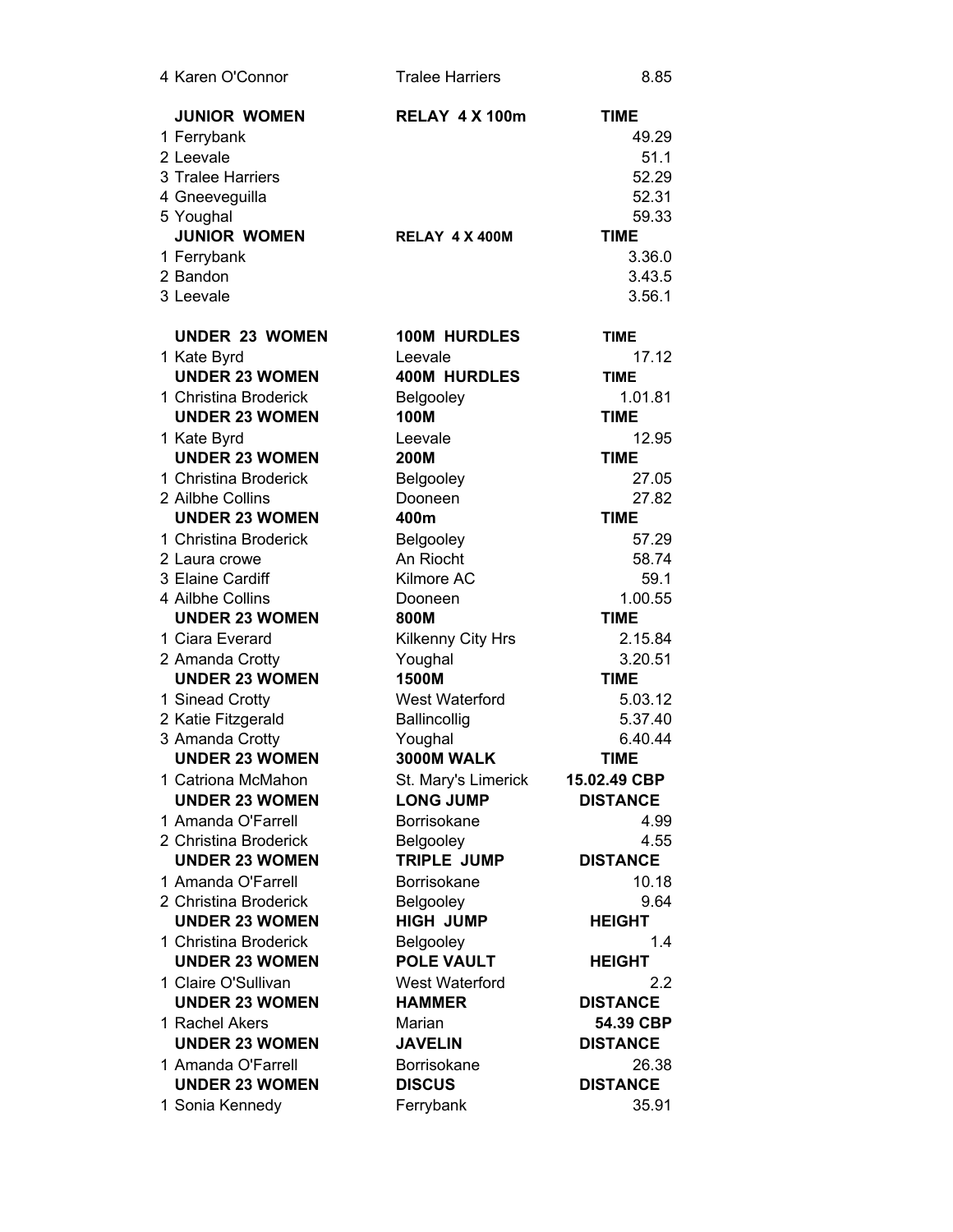| | | |
|---|---|---|
| 4 Karen O'Connor | Tralee Harriers | 8.85 |
| **JUNIOR WOMEN** | **RELAY 4 X 100m** | **TIME** |
| 1 Ferrybank | | 49.29 |
| 2 Leevale | | 51.1 |
| 3 Tralee Harriers | | 52.29 |
| 4 Gneeveguilla | | 52.31 |
| 5 Youghal | | 59.33 |
| **JUNIOR WOMEN** | **RELAY 4 X 400M** | **TIME** |
| 1 Ferrybank | | 3.36.0 |
| 2 Bandon | | 3.43.5 |
| 3 Leevale | | 3.56.1 |
| **UNDER 23 WOMEN** | **100M HURDLES** | **TIME** |
| 1 Kate Byrd | Leevale | 17.12 |
| **UNDER 23 WOMEN** | **400M HURDLES** | **TIME** |
| 1 Christina Broderick | Belgooley | 1.01.81 |
| **UNDER 23 WOMEN** | **100M** | **TIME** |
| 1 Kate Byrd | Leevale | 12.95 |
| **UNDER 23 WOMEN** | **200M** | **TIME** |
| 1 Christina Broderick | Belgooley | 27.05 |
| 2 Ailbhe Collins | Dooneen | 27.82 |
| **UNDER 23 WOMEN** | **400m** | **TIME** |
| 1 Christina Broderick | Belgooley | 57.29 |
| 2 Laura crowe | An Riocht | 58.74 |
| 3 Elaine Cardiff | Kilmore AC | 59.1 |
| 4 Ailbhe Collins | Dooneen | 1.00.55 |
| **UNDER 23 WOMEN** | **800M** | **TIME** |
| 1 Ciara Everard | Kilkenny City Hrs | 2.15.84 |
| 2 Amanda Crotty | Youghal | 3.20.51 |
| **UNDER 23 WOMEN** | **1500M** | **TIME** |
| 1 Sinead Crotty | West Waterford | 5.03.12 |
| 2 Katie Fitzgerald | Ballincollig | 5.37.40 |
| 3 Amanda Crotty | Youghal | 6.40.44 |
| **UNDER 23 WOMEN** | **3000M WALK** | **TIME** |
| 1 Catriona McMahon | St. Mary's Limerick | **15.02.49 CBP** |
| **UNDER 23 WOMEN** | **LONG JUMP** | **DISTANCE** |
| 1 Amanda O'Farrell | Borrisokane | 4.99 |
| 2 Christina Broderick | Belgooley | 4.55 |
| **UNDER 23 WOMEN** | **TRIPLE JUMP** | **DISTANCE** |
| 1 Amanda O'Farrell | Borrisokane | 10.18 |
| 2 Christina Broderick | Belgooley | 9.64 |
| **UNDER 23 WOMEN** | **HIGH JUMP** | **HEIGHT** |
| 1 Christina Broderick | Belgooley | 1.4 |
| **UNDER 23 WOMEN** | **POLE VAULT** | **HEIGHT** |
| 1 Claire O'Sullivan | West Waterford | 2.2 |
| **UNDER 23 WOMEN** | **HAMMER** | **DISTANCE** |
| 1 Rachel Akers | Marian | **54.39 CBP** |
| **UNDER 23 WOMEN** | **JAVELIN** | **DISTANCE** |
| 1 Amanda O'Farrell | Borrisokane | 26.38 |
| **UNDER 23 WOMEN** | **DISCUS** | **DISTANCE** |
| 1 Sonia Kennedy | Ferrybank | 35.91 |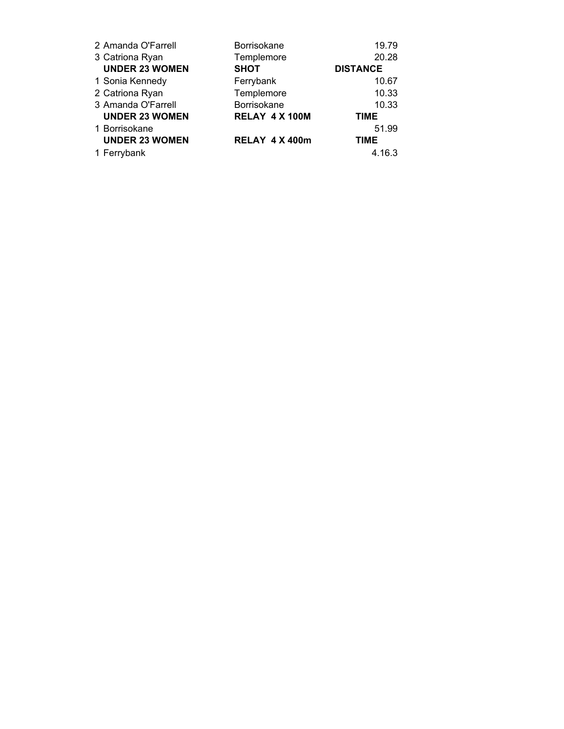| | | | |
|---|---|---|---|
| 2 | Amanda O'Farrell | Borrisokane | 19.79 |
| 3 | Catriona Ryan | Templemore | 20.28 |
| | **UNDER 23 WOMEN** | **SHOT** | **DISTANCE** |
| 1 | Sonia Kennedy | Ferrybank | 10.67 |
| 2 | Catriona Ryan | Templemore | 10.33 |
| 3 | Amanda O'Farrell | Borrisokane | 10.33 |
| | **UNDER 23 WOMEN** | **RELAY 4 X 100M** | **TIME** |
| 1 | Borrisokane | | 51.99 |
| | **UNDER 23 WOMEN** | **RELAY 4 X 400m** | **TIME** |
| 1 | Ferrybank | | 4.16.3 |